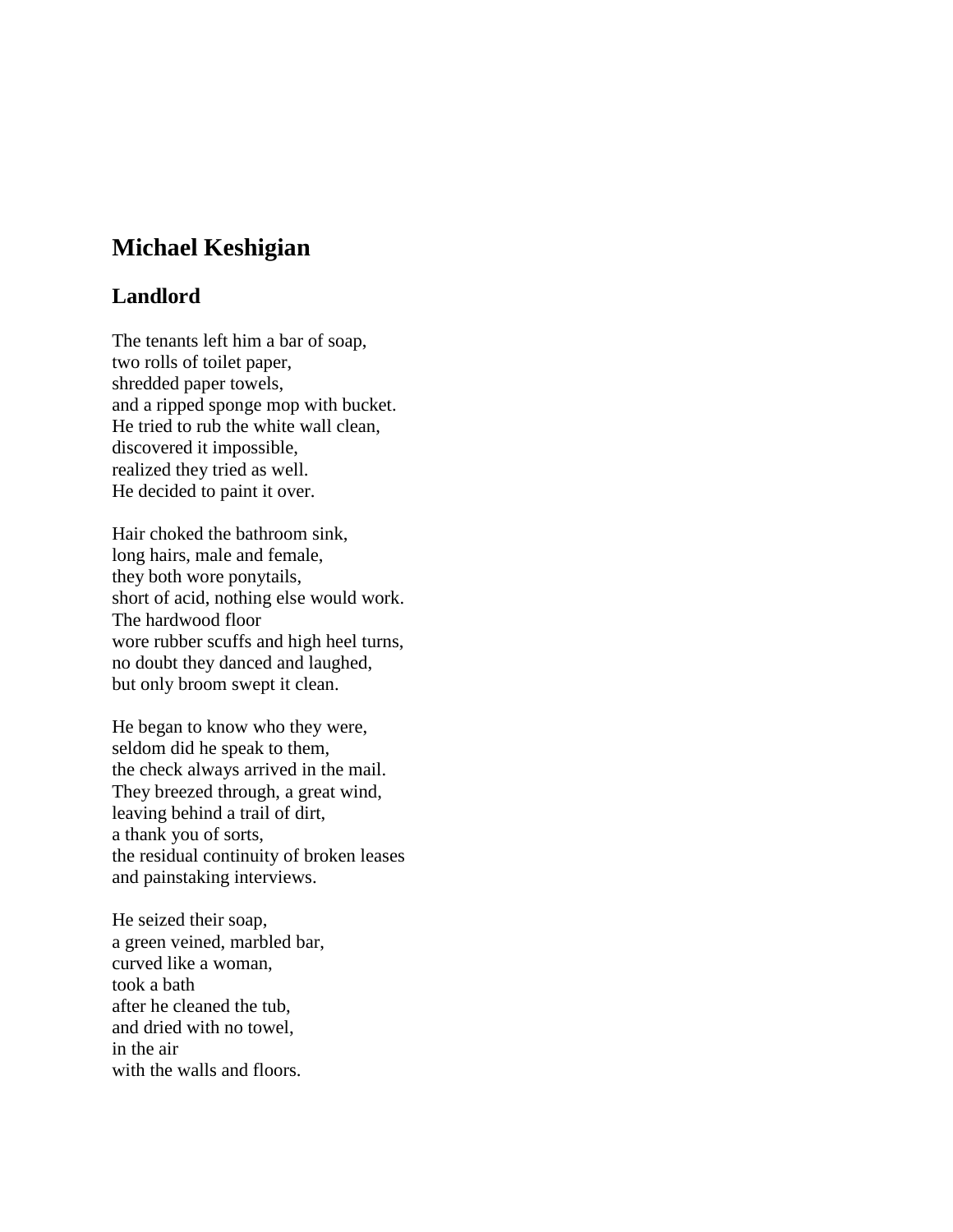# Michael Keshigian

## Landlord

The tenants left him a bar of soap,  
two rolls of toilet paper,  
shredded paper towels,  
and a ripped sponge mop with bucket.  
He tried to rub the white wall clean,  
discovered it impossible,  
realized they tried as well.  
He decided to paint it over.

Hair choked the bathroom sink,  
long hairs, male and female,  
they both wore ponytails,  
short of acid, nothing else would work.  
The hardwood floor  
wore rubber scuffs and high heel turns,  
no doubt they danced and laughed,  
but only broom swept it clean.

He began to know who they were,  
seldom did he speak to them,  
the check always arrived in the mail.  
They breezed through, a great wind,  
leaving behind a trail of dirt,  
a thank you of sorts,  
the residual continuity of broken leases  
and painstaking interviews.

He seized their soap,  
a green veined, marbled bar,  
curved like a woman,  
took a bath  
after he cleaned the tub,  
and dried with no towel,  
in the air  
with the walls and floors.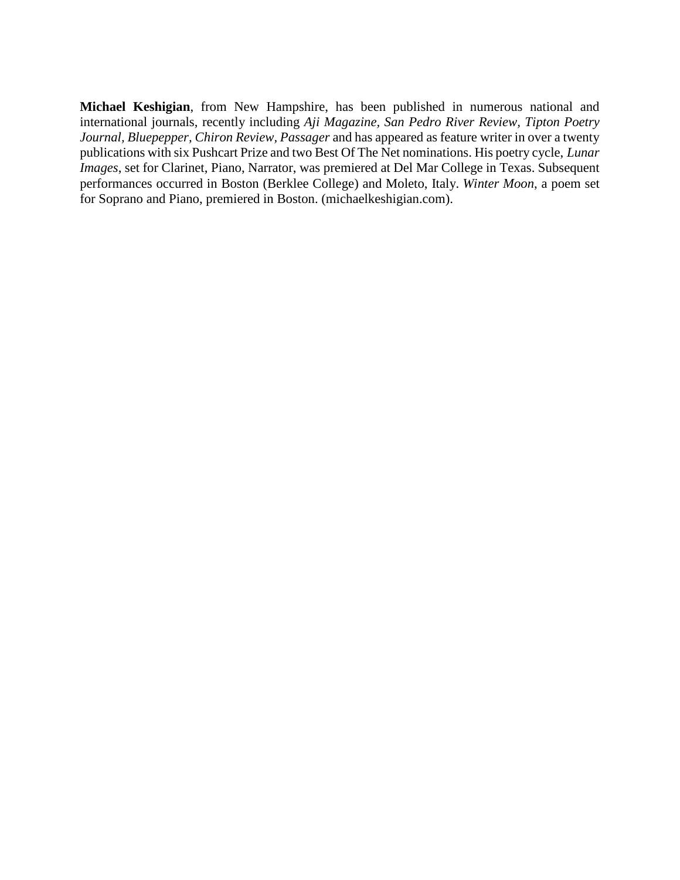**Michael Keshigian**, from New Hampshire, has been published in numerous national and international journals, recently including *Aji Magazine, San Pedro River Review, Tipton Poetry Journal, Bluepepper, Chiron Review, Passager* and has appeared as feature writer in over a twenty publications with six Pushcart Prize and two Best Of The Net nominations. His poetry cycle, *Lunar Images*, set for Clarinet, Piano, Narrator, was premiered at Del Mar College in Texas. Subsequent performances occurred in Boston (Berklee College) and Moleto, Italy. *Winter Moon*, a poem set for Soprano and Piano, premiered in Boston. (michaelkeshigian.com).